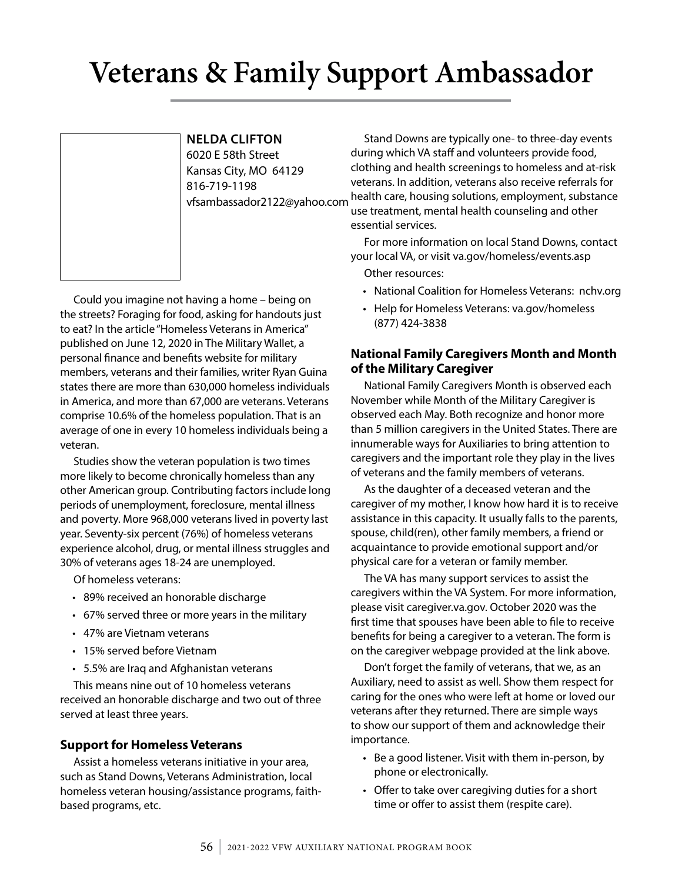# Veterans & Family Support Ambassador

**NELDA CLIFTON**
6020 E 58th Street
Kansas City, MO 64129
816-719-1198
vfsambassador2122@yahoo.com

Could you imagine not having a home – being on the streets? Foraging for food, asking for handouts just to eat? In the article "Homeless Veterans in America" published on June 12, 2020 in The Military Wallet, a personal finance and benefits website for military members, veterans and their families, writer Ryan Guina states there are more than 630,000 homeless individuals in America, and more than 67,000 are veterans. Veterans comprise 10.6% of the homeless population. That is an average of one in every 10 homeless individuals being a veteran.

Studies show the veteran population is two times more likely to become chronically homeless than any other American group. Contributing factors include long periods of unemployment, foreclosure, mental illness and poverty. More 968,000 veterans lived in poverty last year. Seventy-six percent (76%) of homeless veterans experience alcohol, drug, or mental illness struggles and 30% of veterans ages 18-24 are unemployed.

Of homeless veterans:

- 89% received an honorable discharge
- 67% served three or more years in the military
- 47% are Vietnam veterans
- 15% served before Vietnam
- 5.5% are Iraq and Afghanistan veterans

This means nine out of 10 homeless veterans received an honorable discharge and two out of three served at least three years.

### Support for Homeless Veterans

Assist a homeless veterans initiative in your area, such as Stand Downs, Veterans Administration, local homeless veteran housing/assistance programs, faith-based programs, etc.

Stand Downs are typically one- to three-day events during which VA staff and volunteers provide food, clothing and health screenings to homeless and at-risk veterans. In addition, veterans also receive referrals for health care, housing solutions, employment, substance use treatment, mental health counseling and other essential services.

For more information on local Stand Downs, contact your local VA, or visit va.gov/homeless/events.asp

Other resources:

- National Coalition for Homeless Veterans: nchv.org
- Help for Homeless Veterans: va.gov/homeless (877) 424-3838

### National Family Caregivers Month and Month of the Military Caregiver

National Family Caregivers Month is observed each November while Month of the Military Caregiver is observed each May. Both recognize and honor more than 5 million caregivers in the United States. There are innumerable ways for Auxiliaries to bring attention to caregivers and the important role they play in the lives of veterans and the family members of veterans.

As the daughter of a deceased veteran and the caregiver of my mother, I know how hard it is to receive assistance in this capacity. It usually falls to the parents, spouse, child(ren), other family members, a friend or acquaintance to provide emotional support and/or physical care for a veteran or family member.

The VA has many support services to assist the caregivers within the VA System. For more information, please visit caregiver.va.gov. October 2020 was the first time that spouses have been able to file to receive benefits for being a caregiver to a veteran. The form is on the caregiver webpage provided at the link above.

Don't forget the family of veterans, that we, as an Auxiliary, need to assist as well. Show them respect for caring for the ones who were left at home or loved our veterans after they returned. There are simple ways to show our support of them and acknowledge their importance.

- Be a good listener. Visit with them in-person, by phone or electronically.
- Offer to take over caregiving duties for a short time or offer to assist them (respite care).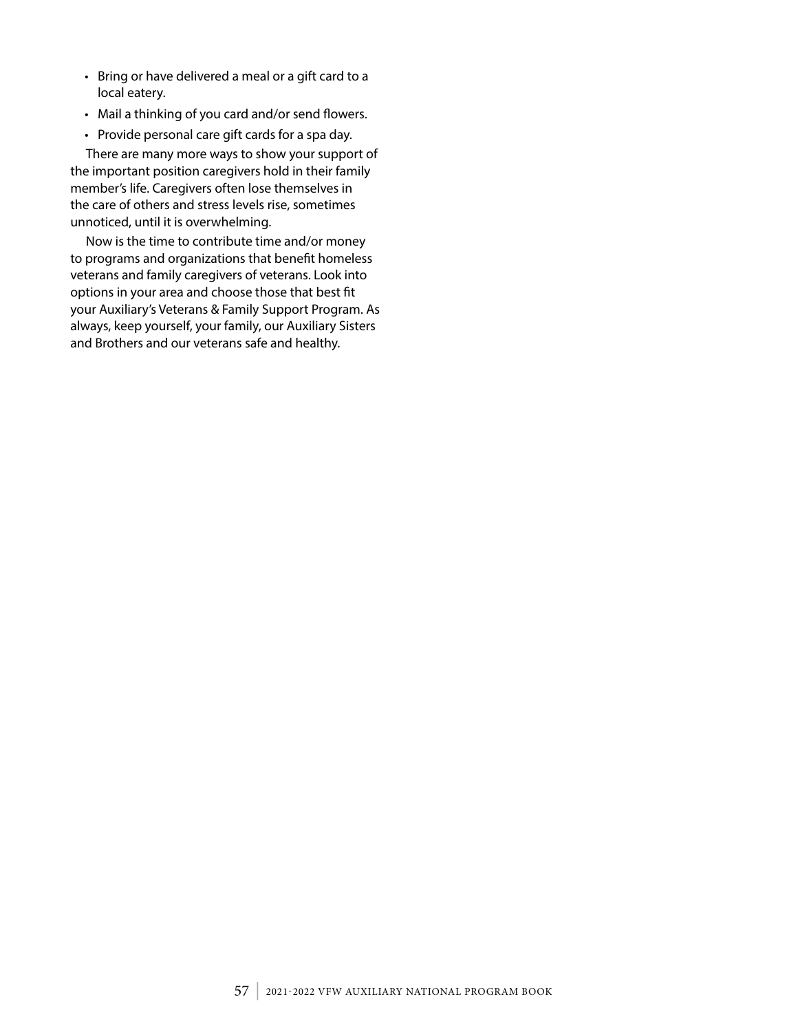- Bring or have delivered a meal or a gift card to a local eatery.
- Mail a thinking of you card and/or send flowers.
- Provide personal care gift cards for a spa day.

There are many more ways to show your support of the important position caregivers hold in their family member's life. Caregivers often lose themselves in the care of others and stress levels rise, sometimes unnoticed, until it is overwhelming.

Now is the time to contribute time and/or money to programs and organizations that benefit homeless veterans and family caregivers of veterans. Look into options in your area and choose those that best fit your Auxiliary's Veterans & Family Support Program. As always, keep yourself, your family, our Auxiliary Sisters and Brothers and our veterans safe and healthy.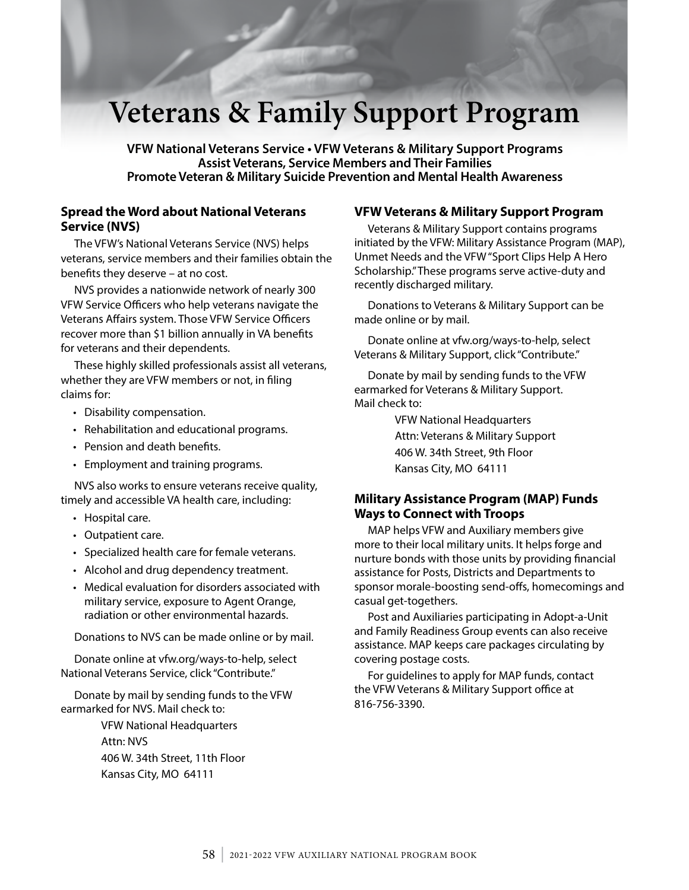# Veterans & Family Support Program

**VFW National Veterans Service • VFW Veterans & Military Support Programs**
**Assist Veterans, Service Members and Their Families**
**Promote Veteran & Military Suicide Prevention and Mental Health Awareness**

## Spread the Word about National Veterans Service (NVS)

The VFW's National Veterans Service (NVS) helps veterans, service members and their families obtain the benefits they deserve – at no cost.

NVS provides a nationwide network of nearly 300 VFW Service Officers who help veterans navigate the Veterans Affairs system. Those VFW Service Officers recover more than $1 billion annually in VA benefits for veterans and their dependents.

These highly skilled professionals assist all veterans, whether they are VFW members or not, in filing claims for:

- Disability compensation.
- Rehabilitation and educational programs.
- Pension and death benefits.
- Employment and training programs.

NVS also works to ensure veterans receive quality, timely and accessible VA health care, including:

- Hospital care.
- Outpatient care.
- Specialized health care for female veterans.
- Alcohol and drug dependency treatment.
- Medical evaluation for disorders associated with military service, exposure to Agent Orange, radiation or other environmental hazards.

Donations to NVS can be made online or by mail.

Donate online at vfw.org/ways-to-help, select National Veterans Service, click "Contribute."

Donate by mail by sending funds to the VFW earmarked for NVS. Mail check to:

VFW National Headquarters
Attn: NVS
406 W. 34th Street, 11th Floor
Kansas City, MO 64111

## VFW Veterans & Military Support Program

Veterans & Military Support contains programs initiated by the VFW: Military Assistance Program (MAP), Unmet Needs and the VFW "Sport Clips Help A Hero Scholarship." These programs serve active-duty and recently discharged military.

Donations to Veterans & Military Support can be made online or by mail.

Donate online at vfw.org/ways-to-help, select Veterans & Military Support, click "Contribute."

Donate by mail by sending funds to the VFW earmarked for Veterans & Military Support. Mail check to:

VFW National Headquarters
Attn: Veterans & Military Support
406 W. 34th Street, 9th Floor
Kansas City, MO 64111

## Military Assistance Program (MAP) Funds Ways to Connect with Troops

MAP helps VFW and Auxiliary members give more to their local military units. It helps forge and nurture bonds with those units by providing financial assistance for Posts, Districts and Departments to sponsor morale-boosting send-offs, homecomings and casual get-togethers.

Post and Auxiliaries participating in Adopt-a-Unit and Family Readiness Group events can also receive assistance. MAP keeps care packages circulating by covering postage costs.

For guidelines to apply for MAP funds, contact the VFW Veterans & Military Support office at 816-756-3390.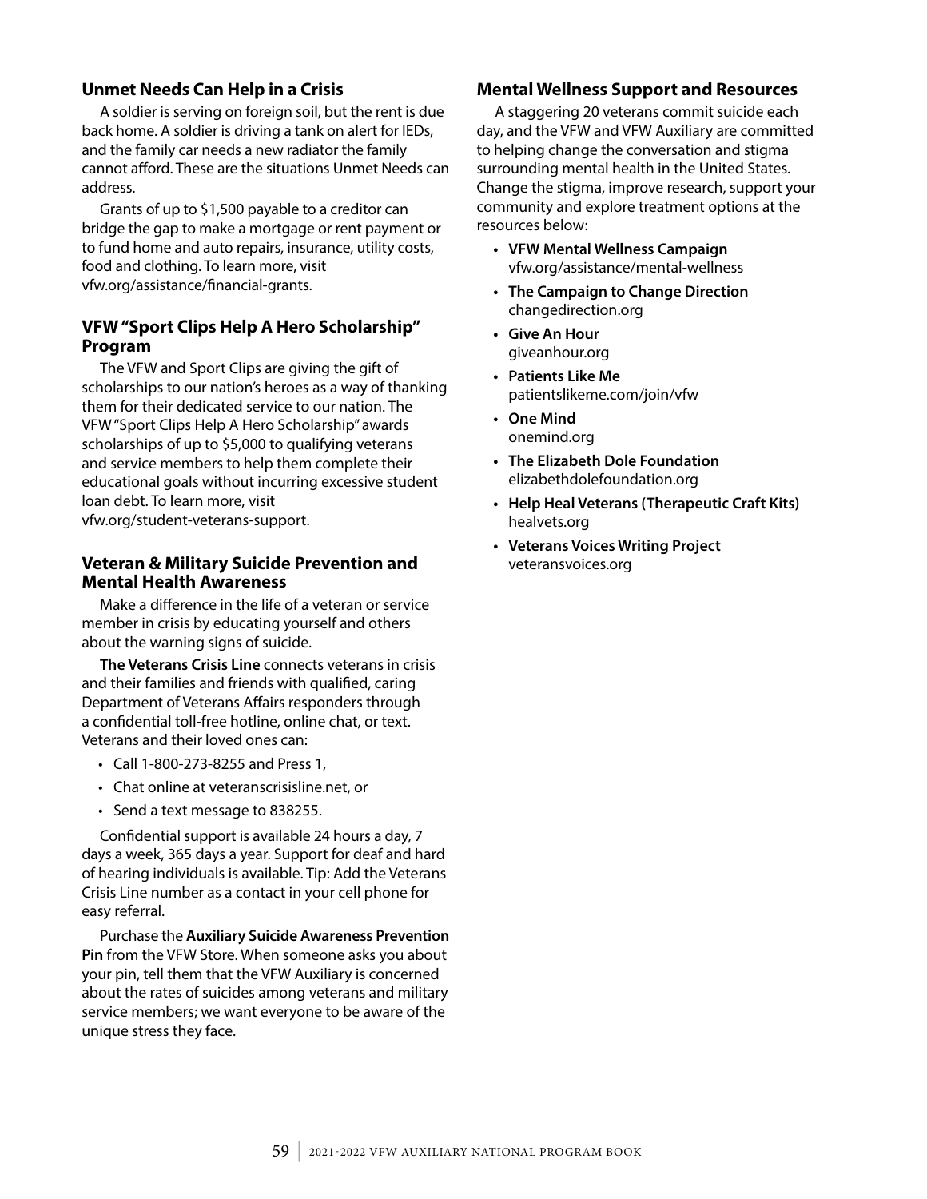## Unmet Needs Can Help in a Crisis

A soldier is serving on foreign soil, but the rent is due back home. A soldier is driving a tank on alert for IEDs, and the family car needs a new radiator the family cannot afford. These are the situations Unmet Needs can address.

Grants of up to $1,500 payable to a creditor can bridge the gap to make a mortgage or rent payment or to fund home and auto repairs, insurance, utility costs, food and clothing. To learn more, visit vfw.org/assistance/financial-grants.

## VFW "Sport Clips Help A Hero Scholarship" Program

The VFW and Sport Clips are giving the gift of scholarships to our nation's heroes as a way of thanking them for their dedicated service to our nation. The VFW "Sport Clips Help A Hero Scholarship" awards scholarships of up to $5,000 to qualifying veterans and service members to help them complete their educational goals without incurring excessive student loan debt. To learn more, visit vfw.org/student-veterans-support.

## Veteran & Military Suicide Prevention and Mental Health Awareness

Make a difference in the life of a veteran or service member in crisis by educating yourself and others about the warning signs of suicide.

**The Veterans Crisis Line** connects veterans in crisis and their families and friends with qualified, caring Department of Veterans Affairs responders through a confidential toll-free hotline, online chat, or text. Veterans and their loved ones can:

- Call 1-800-273-8255 and Press 1,
- Chat online at veteranscrisisline.net, or
- Send a text message to 838255.

Confidential support is available 24 hours a day, 7 days a week, 365 days a year. Support for deaf and hard of hearing individuals is available. Tip: Add the Veterans Crisis Line number as a contact in your cell phone for easy referral.

Purchase the **Auxiliary Suicide Awareness Prevention Pin** from the VFW Store. When someone asks you about your pin, tell them that the VFW Auxiliary is concerned about the rates of suicides among veterans and military service members; we want everyone to be aware of the unique stress they face.

## Mental Wellness Support and Resources

A staggering 20 veterans commit suicide each day, and the VFW and VFW Auxiliary are committed to helping change the conversation and stigma surrounding mental health in the United States. Change the stigma, improve research, support your community and explore treatment options at the resources below:

- **VFW Mental Wellness Campaign**
  vfw.org/assistance/mental-wellness
- **The Campaign to Change Direction**
  changedirection.org
- **Give An Hour**
  giveanhour.org
- **Patients Like Me**
  patientslikeme.com/join/vfw
- **One Mind**
  onemind.org
- **The Elizabeth Dole Foundation**
  elizabethdolefoundation.org
- **Help Heal Veterans (Therapeutic Craft Kits)**
  healvets.org
- **Veterans Voices Writing Project**
  veteransvoices.org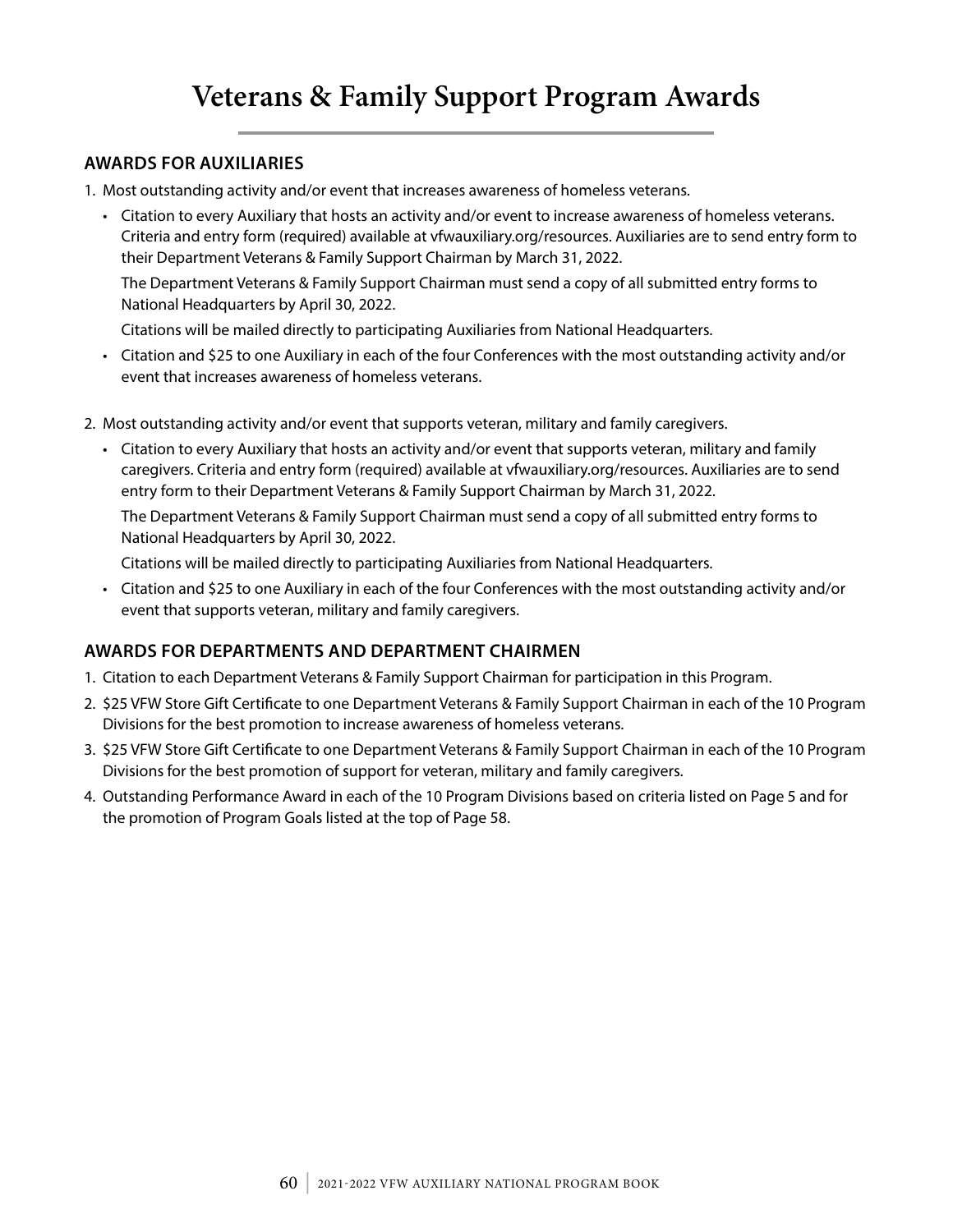# Veterans & Family Support Program Awards

## AWARDS FOR AUXILIARIES

1. Most outstanding activity and/or event that increases awareness of homeless veterans.
   - Citation to every Auxiliary that hosts an activity and/or event to increase awareness of homeless veterans. Criteria and entry form (required) available at vfwauxiliary.org/resources. Auxiliaries are to send entry form to their Department Veterans & Family Support Chairman by March 31, 2022.

     The Department Veterans & Family Support Chairman must send a copy of all submitted entry forms to National Headquarters by April 30, 2022.

     Citations will be mailed directly to participating Auxiliaries from National Headquarters.
   - Citation and $25 to one Auxiliary in each of the four Conferences with the most outstanding activity and/or event that increases awareness of homeless veterans.

2. Most outstanding activity and/or event that supports veteran, military and family caregivers.
   - Citation to every Auxiliary that hosts an activity and/or event that supports veteran, military and family caregivers. Criteria and entry form (required) available at vfwauxiliary.org/resources. Auxiliaries are to send entry form to their Department Veterans & Family Support Chairman by March 31, 2022.

     The Department Veterans & Family Support Chairman must send a copy of all submitted entry forms to National Headquarters by April 30, 2022.

     Citations will be mailed directly to participating Auxiliaries from National Headquarters.
   - Citation and $25 to one Auxiliary in each of the four Conferences with the most outstanding activity and/or event that supports veteran, military and family caregivers.

## AWARDS FOR DEPARTMENTS AND DEPARTMENT CHAIRMEN

1. Citation to each Department Veterans & Family Support Chairman for participation in this Program.
2. $25 VFW Store Gift Certificate to one Department Veterans & Family Support Chairman in each of the 10 Program Divisions for the best promotion to increase awareness of homeless veterans.
3. $25 VFW Store Gift Certificate to one Department Veterans & Family Support Chairman in each of the 10 Program Divisions for the best promotion of support for veteran, military and family caregivers.
4. Outstanding Performance Award in each of the 10 Program Divisions based on criteria listed on Page 5 and for the promotion of Program Goals listed at the top of Page 58.